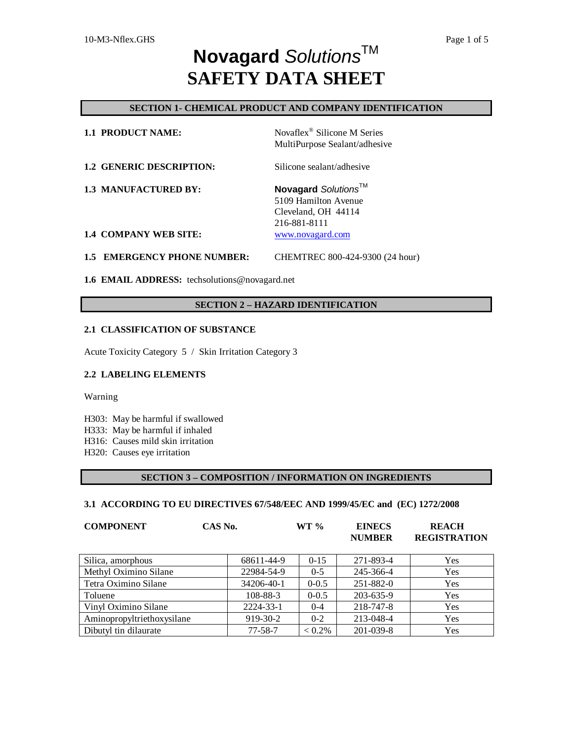# **Novagard** *Solutions*™
# SAFETY DATA SHEET

## SECTION 1- CHEMICAL PRODUCT AND COMPANY IDENTIFICATION

**1.1 PRODUCT NAME:** Novaflex® Silicone M Series MultiPurpose Sealant/adhesive

**1.2 GENERIC DESCRIPTION:** Silicone sealant/adhesive

**1.3 MANUFACTURED BY:** **Novagard** *Solutions*™
5109 Hamilton Avenue
Cleveland, OH 44114
216-881-8111

**1.4 COMPANY WEB SITE:** www.novagard.com

**1.5 EMERGENCY PHONE NUMBER:** CHEMTREC 800-424-9300 (24 hour)

**1.6 EMAIL ADDRESS:** techsolutions@novagard.net

## SECTION 2 – HAZARD IDENTIFICATION

### 2.1 CLASSIFICATION OF SUBSTANCE

Acute Toxicity Category 5 / Skin Irritation Category 3

### 2.2 LABELING ELEMENTS

Warning

H303: May be harmful if swallowed
H333: May be harmful if inhaled
H316: Causes mild skin irritation
H320: Causes eye irritation

## SECTION 3 – COMPOSITION / INFORMATION ON INGREDIENTS

### 3.1 ACCORDING TO EU DIRECTIVES 67/548/EEC AND 1999/45/EC and (EC) 1272/2008

| COMPONENT | CAS No. | WT % | EINECS NUMBER | REACH REGISTRATION |
|---|---|---|---|---|
| Silica, amorphous | 68611-44-9 | 0-15 | 271-893-4 | Yes |
| Methyl Oximino Silane | 22984-54-9 | 0-5 | 245-366-4 | Yes |
| Tetra Oximino Silane | 34206-40-1 | 0-0.5 | 251-882-0 | Yes |
| Toluene | 108-88-3 | 0-0.5 | 203-635-9 | Yes |
| Vinyl Oximino Silane | 2224-33-1 | 0-4 | 218-747-8 | Yes |
| Aminopropyltriethoxysilane | 919-30-2 | 0-2 | 213-048-4 | Yes |
| Dibutyl tin dilaurate | 77-58-7 | < 0.2% | 201-039-8 | Yes |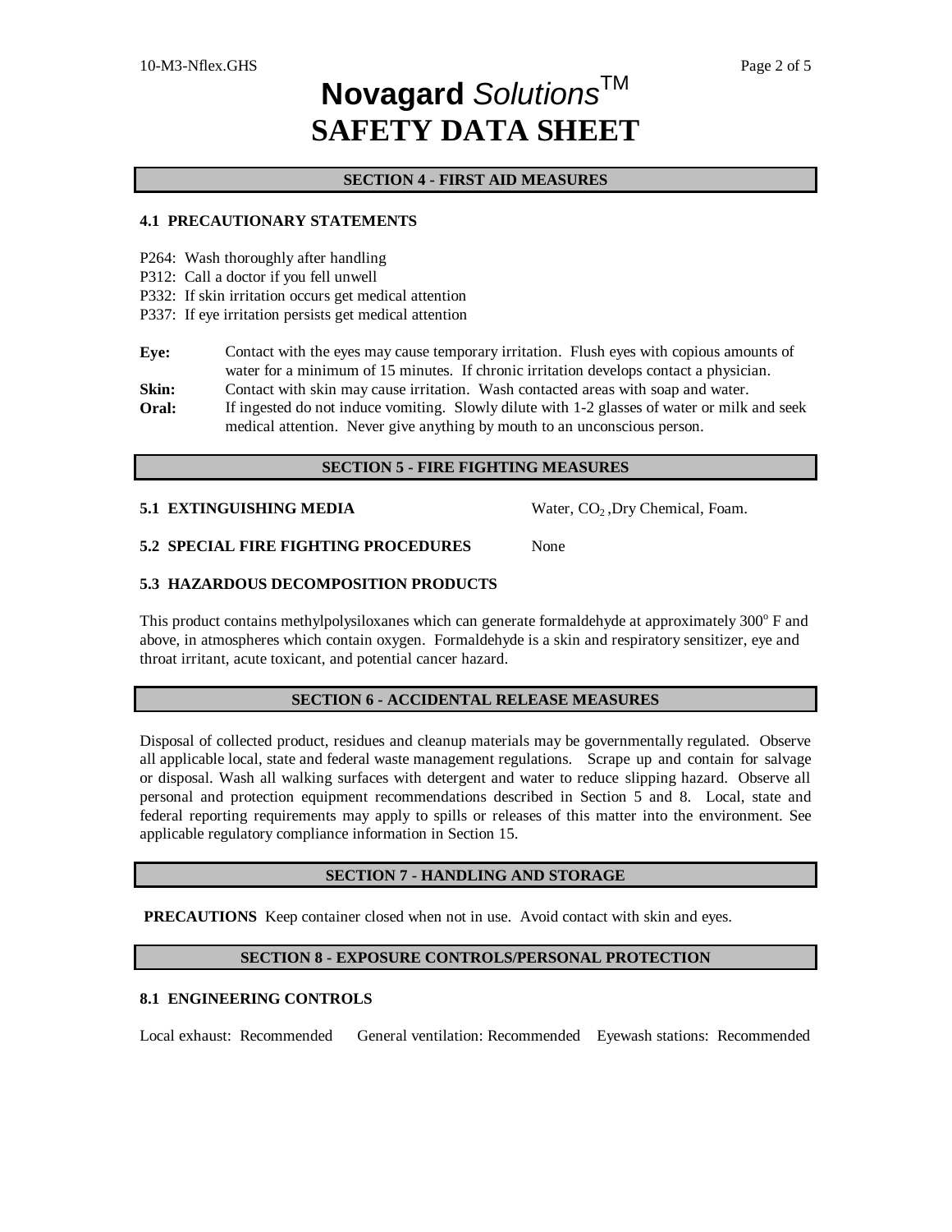# Novagard *Solutions*™
# SAFETY DATA SHEET

## SECTION 4 - FIRST AID MEASURES

### 4.1 PRECAUTIONARY STATEMENTS

P264: Wash thoroughly after handling
P312: Call a doctor if you fell unwell
P332: If skin irritation occurs get medical attention
P337: If eye irritation persists get medical attention

**Eye:** Contact with the eyes may cause temporary irritation. Flush eyes with copious amounts of water for a minimum of 15 minutes. If chronic irritation develops contact a physician.

**Skin:** Contact with skin may cause irritation. Wash contacted areas with soap and water.

**Oral:** If ingested do not induce vomiting. Slowly dilute with 1-2 glasses of water or milk and seek medical attention. Never give anything by mouth to an unconscious person.

## SECTION 5 - FIRE FIGHTING MEASURES

**5.1 EXTINGUISHING MEDIA** Water, $CO_2$ ,Dry Chemical, Foam.

**5.2 SPECIAL FIRE FIGHTING PROCEDURES** None

### 5.3 HAZARDOUS DECOMPOSITION PRODUCTS

This product contains methylpolysiloxanes which can generate formaldehyde at approximately 300° F and above, in atmospheres which contain oxygen. Formaldehyde is a skin and respiratory sensitizer, eye and throat irritant, acute toxicant, and potential cancer hazard.

## SECTION 6 - ACCIDENTAL RELEASE MEASURES

Disposal of collected product, residues and cleanup materials may be governmentally regulated. Observe all applicable local, state and federal waste management regulations. Scrape up and contain for salvage or disposal. Wash all walking surfaces with detergent and water to reduce slipping hazard. Observe all personal and protection equipment recommendations described in Section 5 and 8. Local, state and federal reporting requirements may apply to spills or releases of this matter into the environment. See applicable regulatory compliance information in Section 15.

## SECTION 7 - HANDLING AND STORAGE

**PRECAUTIONS** Keep container closed when not in use. Avoid contact with skin and eyes.

## SECTION 8 - EXPOSURE CONTROLS/PERSONAL PROTECTION

### 8.1 ENGINEERING CONTROLS

Local exhaust: Recommended General ventilation: Recommended Eyewash stations: Recommended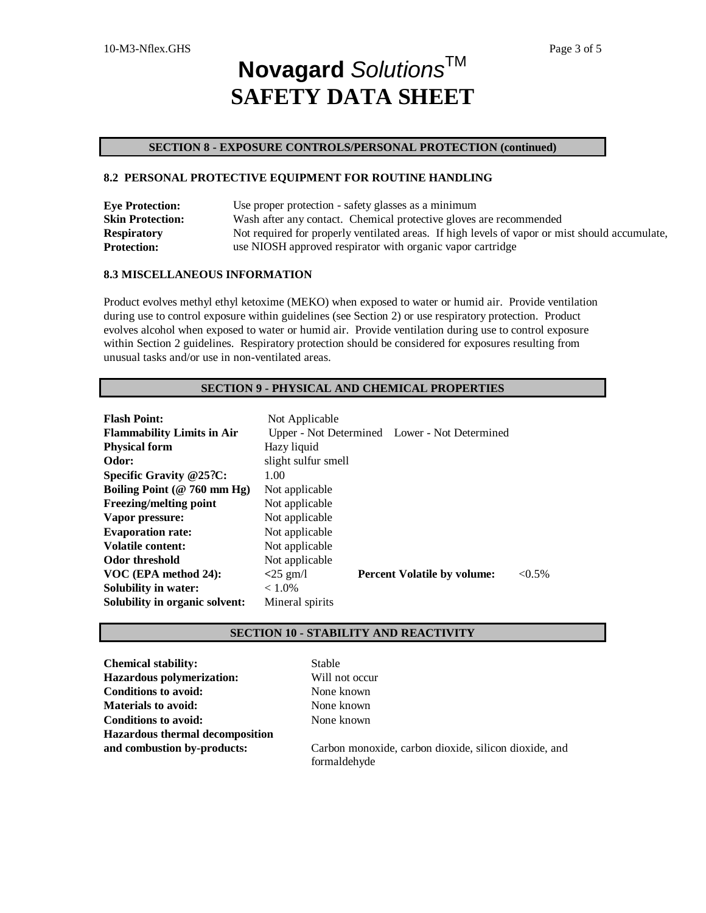# Novagard *Solutions*™

# SAFETY DATA SHEET

## SECTION 8 - EXPOSURE CONTROLS/PERSONAL PROTECTION (continued)

### 8.2 PERSONAL PROTECTIVE EQUIPMENT FOR ROUTINE HANDLING

| | |
|---|---|
| **Eye Protection:** | Use proper protection - safety glasses as a minimum |
| **Skin Protection:** | Wash after any contact. Chemical protective gloves are recommended |
| **Respiratory Protection:** | Not required for properly ventilated areas. If high levels of vapor or mist should accumulate, use NIOSH approved respirator with organic vapor cartridge |

### 8.3 MISCELLANEOUS INFORMATION

Product evolves methyl ethyl ketoxime (MEKO) when exposed to water or humid air. Provide ventilation during use to control exposure within guidelines (see Section 2) or use respiratory protection. Product evolves alcohol when exposed to water or humid air. Provide ventilation during use to control exposure within Section 2 guidelines. Respiratory protection should be considered for exposures resulting from unusual tasks and/or use in non-ventilated areas.

## SECTION 9 - PHYSICAL AND CHEMICAL PROPERTIES

| | | | |
|---|---|---|---|
| **Flash Point:** | Not Applicable | | |
| **Flammability Limits in Air** | Upper - Not Determined | Lower - Not Determined | |
| **Physical form** | Hazy liquid | | |
| **Odor:** | slight sulfur smell | | |
| **Specific Gravity @25?C:** | 1.00 | | |
| **Boiling Point (@ 760 mm Hg)** | Not applicable | | |
| **Freezing/melting point** | Not applicable | | |
| **Vapor pressure:** | Not applicable | | |
| **Evaporation rate:** | Not applicable | | |
| **Volatile content:** | Not applicable | | |
| **Odor threshold** | Not applicable | | |
| **VOC (EPA method 24):** | <25 gm/l | **Percent Volatile by volume:** | <0.5% |
| **Solubility in water:** | < 1.0% | | |
| **Solubility in organic solvent:** | Mineral spirits | | |

## SECTION 10 - STABILITY AND REACTIVITY

| | |
|---|---|
| **Chemical stability:** | Stable |
| **Hazardous polymerization:** | Will not occur |
| **Conditions to avoid:** | None known |
| **Materials to avoid:** | None known |
| **Conditions to avoid:** | None known |
| **Hazardous thermal decomposition and combustion by-products:** | Carbon monoxide, carbon dioxide, silicon dioxide, and formaldehyde |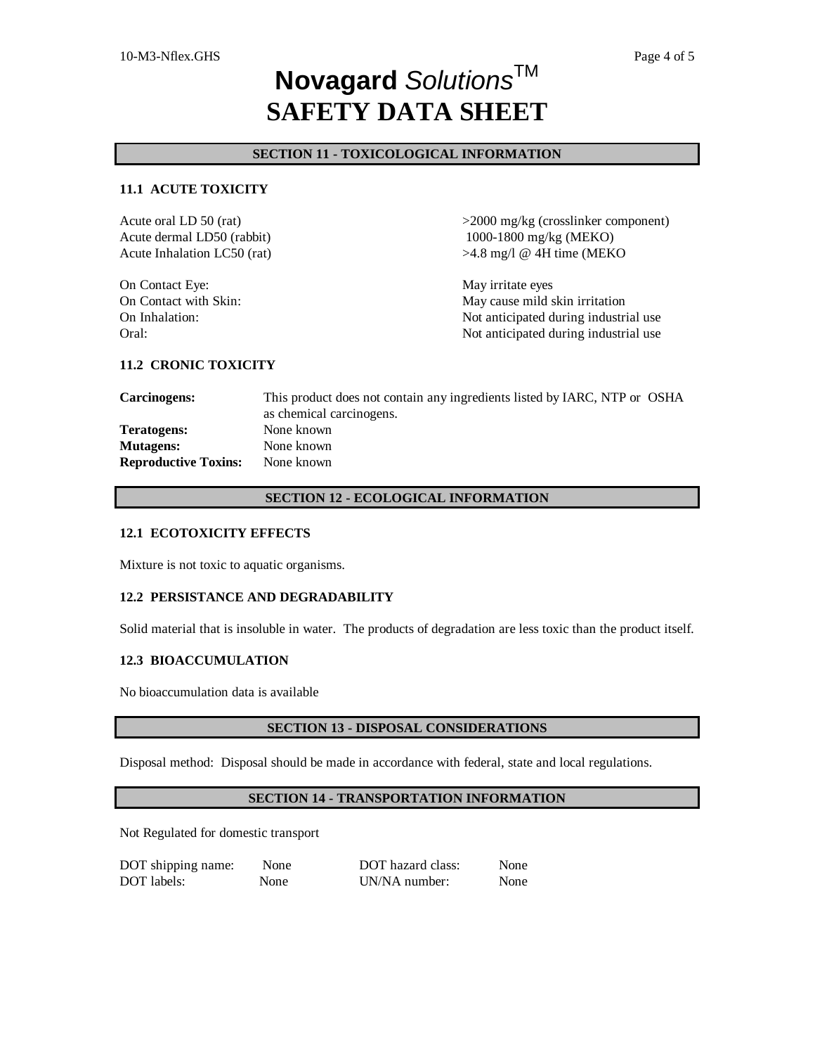# **Novagard** *Solutions*™

# SAFETY DATA SHEET

## SECTION 11 - TOXICOLOGICAL INFORMATION

### 11.1 ACUTE TOXICITY

| | |
|---|---|
| Acute oral LD 50 (rat) | >2000 mg/kg (crosslinker component) |
| Acute dermal LD50 (rabbit) | 1000-1800 mg/kg (MEKO) |
| Acute Inhalation LC50 (rat) | >4.8 mg/l @ 4H time (MEKO |

| | |
|---|---|
| On Contact Eye: | May irritate eyes |
| On Contact with Skin: | May cause mild skin irritation |
| On Inhalation: | Not anticipated during industrial use |
| Oral: | Not anticipated during industrial use |

### 11.2 CRONIC TOXICITY

| | |
|---|---|
| **Carcinogens:** | This product does not contain any ingredients listed by IARC, NTP or OSHA as chemical carcinogens. |
| **Teratogens:** | None known |
| **Mutagens:** | None known |
| **Reproductive Toxins:** | None known |

## SECTION 12 - ECOLOGICAL INFORMATION

### 12.1 ECOTOXICITY EFFECTS

Mixture is not toxic to aquatic organisms.

### 12.2 PERSISTANCE AND DEGRADABILITY

Solid material that is insoluble in water. The products of degradation are less toxic than the product itself.

### 12.3 BIOACCUMULATION

No bioaccumulation data is available

## SECTION 13 - DISPOSAL CONSIDERATIONS

Disposal method: Disposal should be made in accordance with federal, state and local regulations.

## SECTION 14 - TRANSPORTATION INFORMATION

Not Regulated for domestic transport

| | | | |
|---|---|---|---|
| DOT shipping name: | None | DOT hazard class: | None |
| DOT labels: | None | UN/NA number: | None |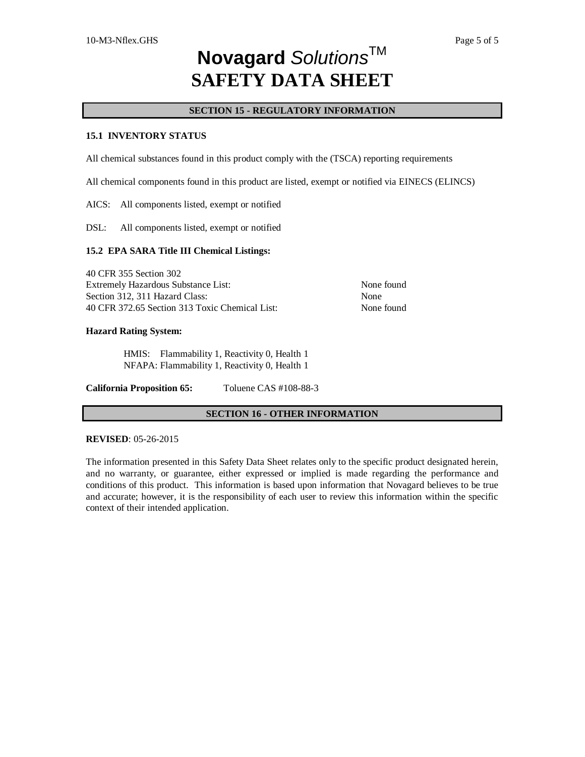# Novagard *Solutions*™

# SAFETY DATA SHEET

## SECTION 15 - REGULATORY INFORMATION

### 15.1 INVENTORY STATUS

All chemical substances found in this product comply with the (TSCA) reporting requirements

All chemical components found in this product are listed, exempt or notified via EINECS (ELINCS)

AICS: All components listed, exempt or notified

DSL: All components listed, exempt or notified

### 15.2 EPA SARA Title III Chemical Listings:

| | |
|---|---|
| 40 CFR 355 Section 302 | |
| Extremely Hazardous Substance List: | None found |
| Section 312, 311 Hazard Class: | None |
| 40 CFR 372.65 Section 313 Toxic Chemical List: | None found |

**Hazard Rating System:**

HMIS: Flammability 1, Reactivity 0, Health 1
NFAPA: Flammability 1, Reactivity 0, Health 1

**California Proposition 65:** Toluene CAS #108-88-3

## SECTION 16 - OTHER INFORMATION

**REVISED**: 05-26-2015

The information presented in this Safety Data Sheet relates only to the specific product designated herein, and no warranty, or guarantee, either expressed or implied is made regarding the performance and conditions of this product. This information is based upon information that Novagard believes to be true and accurate; however, it is the responsibility of each user to review this information within the specific context of their intended application.